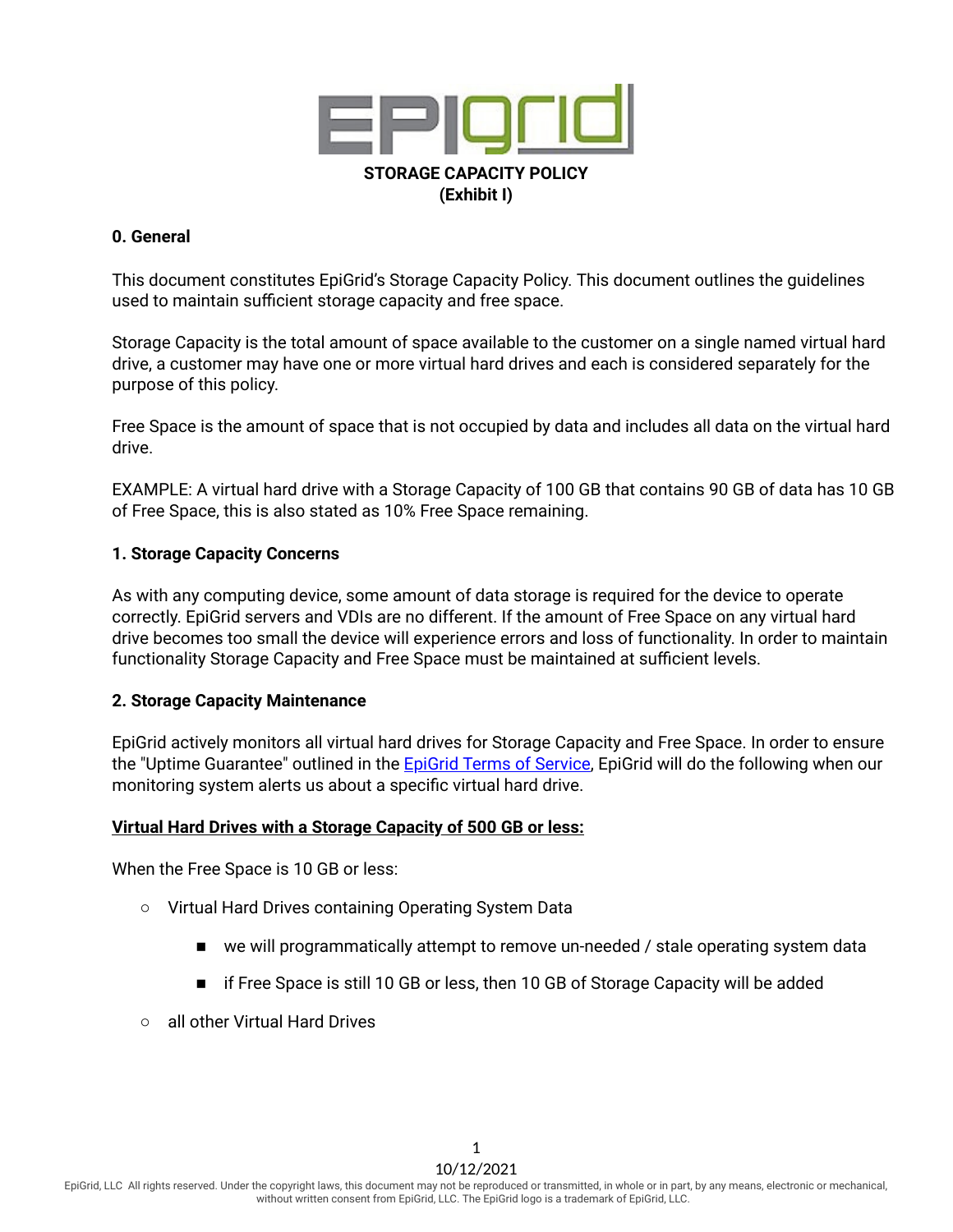# STORAGE CAPACITY POLICY
## (Exhibit I)

### 0. General

This document constitutes EpiGrid's Storage Capacity Policy. This document outlines the guidelines used to maintain sufficient storage capacity and free space.

Storage Capacity is the total amount of space available to the customer on a single named virtual hard drive, a customer may have one or more virtual hard drives and each is considered separately for the purpose of this policy.

Free Space is the amount of space that is not occupied by data and includes all data on the virtual hard drive.

EXAMPLE: A virtual hard drive with a Storage Capacity of 100 GB that contains 90 GB of data has 10 GB of Free Space, this is also stated as 10% Free Space remaining.

### 1. Storage Capacity Concerns

As with any computing device, some amount of data storage is required for the device to operate correctly. EpiGrid servers and VDIs are no different. If the amount of Free Space on any virtual hard drive becomes too small the device will experience errors and loss of functionality. In order to maintain functionality Storage Capacity and Free Space must be maintained at sufficient levels.

### 2. Storage Capacity Maintenance

EpiGrid actively monitors all virtual hard drives for Storage Capacity and Free Space. In order to ensure the "Uptime Guarantee" outlined in the EpiGrid Terms of Service, EpiGrid will do the following when our monitoring system alerts us about a specific virtual hard drive.

**Virtual Hard Drives with a Storage Capacity of 500 GB or less:**

When the Free Space is 10 GB or less:

- Virtual Hard Drives containing Operating System Data
  - we will programmatically attempt to remove un-needed / stale operating system data
  - if Free Space is still 10 GB or less, then 10 GB of Storage Capacity will be added
- all other Virtual Hard Drives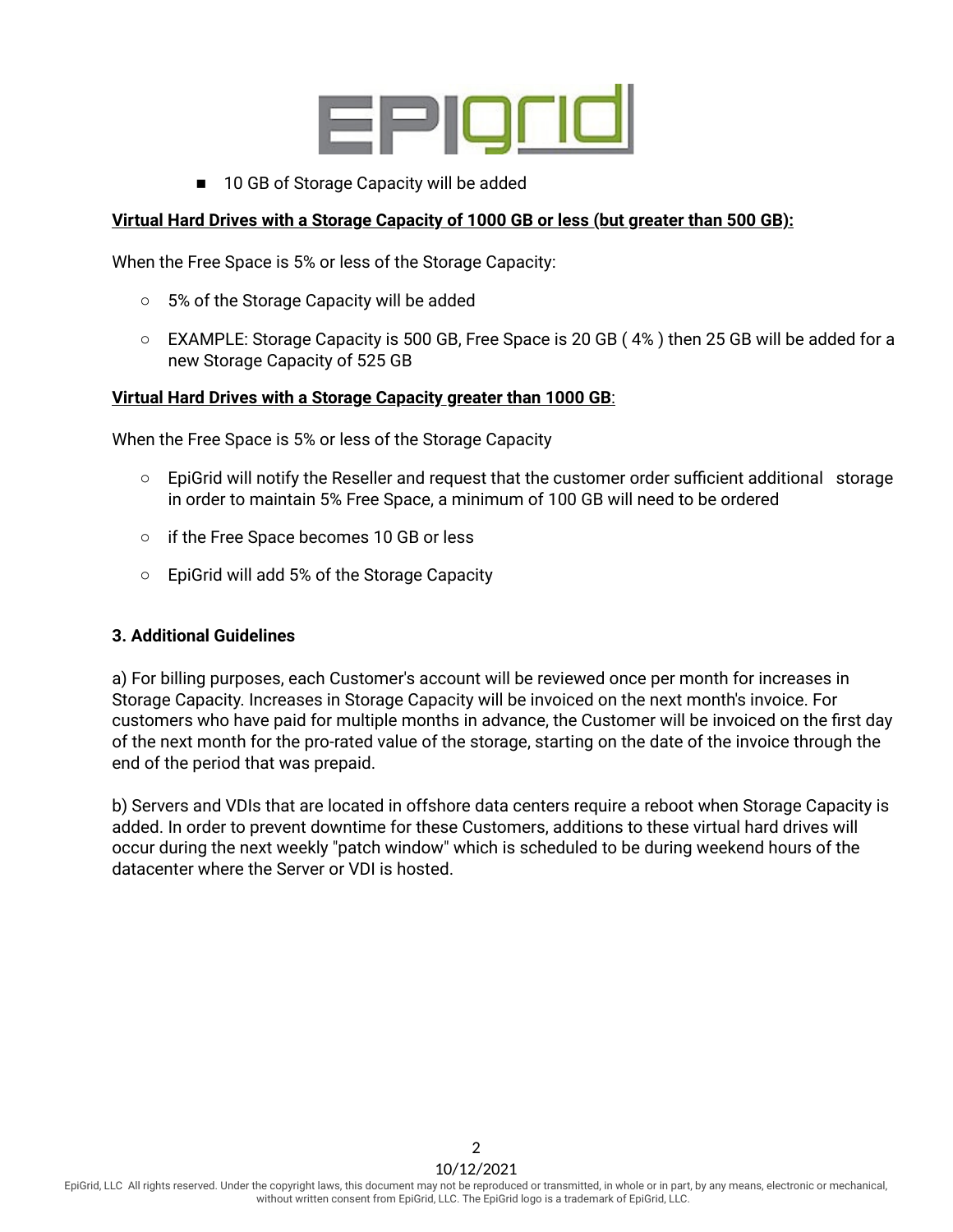- 10 GB of Storage Capacity will be added

**<u>Virtual Hard Drives with a Storage Capacity of 1000 GB or less (but greater than 500 GB):</u>**

When the Free Space is 5% or less of the Storage Capacity:

- 5% of the Storage Capacity will be added
- EXAMPLE: Storage Capacity is 500 GB, Free Space is 20 GB ( 4% ) then 25 GB will be added for a new Storage Capacity of 525 GB

**<u>Virtual Hard Drives with a Storage Capacity greater than 1000 GB</u>**:

When the Free Space is 5% or less of the Storage Capacity

- EpiGrid will notify the Reseller and request that the customer order sufficient additional storage in order to maintain 5% Free Space, a minimum of 100 GB will need to be ordered
- if the Free Space becomes 10 GB or less
- EpiGrid will add 5% of the Storage Capacity

**3. Additional Guidelines**

a) For billing purposes, each Customer's account will be reviewed once per month for increases in Storage Capacity. Increases in Storage Capacity will be invoiced on the next month's invoice. For customers who have paid for multiple months in advance, the Customer will be invoiced on the first day of the next month for the pro-rated value of the storage, starting on the date of the invoice through the end of the period that was prepaid.

b) Servers and VDIs that are located in offshore data centers require a reboot when Storage Capacity is added. In order to prevent downtime for these Customers, additions to these virtual hard drives will occur during the next weekly "patch window" which is scheduled to be during weekend hours of the datacenter where the Server or VDI is hosted.